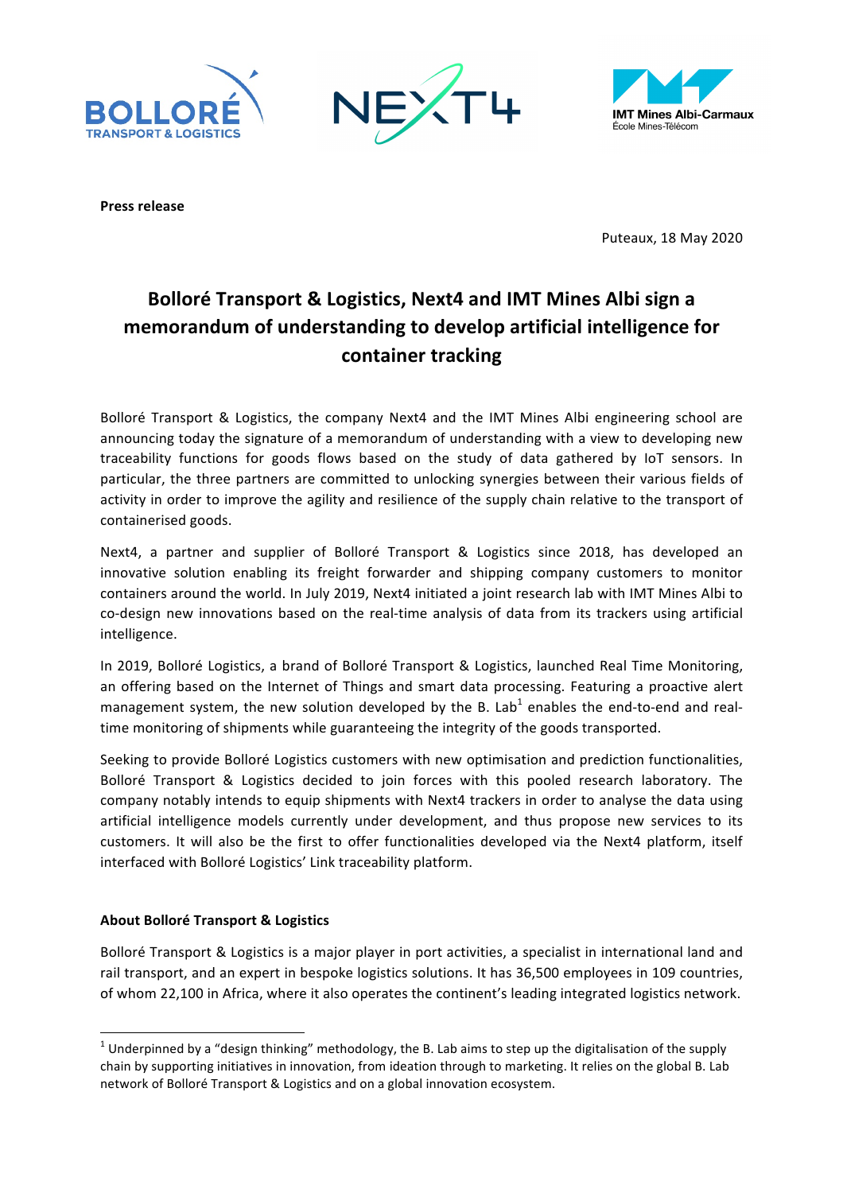**Press release**

Puteaux, 18 May 2020

# Bolloré Transport & Logistics, Next4 and IMT Mines Albi sign a memorandum of understanding to develop artificial intelligence for container tracking

Bolloré Transport & Logistics, the company Next4 and the IMT Mines Albi engineering school are announcing today the signature of a memorandum of understanding with a view to developing new traceability functions for goods flows based on the study of data gathered by IoT sensors. In particular, the three partners are committed to unlocking synergies between their various fields of activity in order to improve the agility and resilience of the supply chain relative to the transport of containerised goods.

Next4, a partner and supplier of Bolloré Transport & Logistics since 2018, has developed an innovative solution enabling its freight forwarder and shipping company customers to monitor containers around the world. In July 2019, Next4 initiated a joint research lab with IMT Mines Albi to co-design new innovations based on the real-time analysis of data from its trackers using artificial intelligence.

In 2019, Bolloré Logistics, a brand of Bolloré Transport & Logistics, launched Real Time Monitoring, an offering based on the Internet of Things and smart data processing. Featuring a proactive alert management system, the new solution developed by the B. Lab[1] enables the end-to-end and real-time monitoring of shipments while guaranteeing the integrity of the goods transported.

Seeking to provide Bolloré Logistics customers with new optimisation and prediction functionalities, Bolloré Transport & Logistics decided to join forces with this pooled research laboratory. The company notably intends to equip shipments with Next4 trackers in order to analyse the data using artificial intelligence models currently under development, and thus propose new services to its customers. It will also be the first to offer functionalities developed via the Next4 platform, itself interfaced with Bolloré Logistics' Link traceability platform.

**About Bolloré Transport & Logistics**

Bolloré Transport & Logistics is a major player in port activities, a specialist in international land and rail transport, and an expert in bespoke logistics solutions. It has 36,500 employees in 109 countries, of whom 22,100 in Africa, where it also operates the continent's leading integrated logistics network.

[1] Underpinned by a "design thinking" methodology, the B. Lab aims to step up the digitalisation of the supply chain by supporting initiatives in innovation, from ideation through to marketing. It relies on the global B. Lab network of Bolloré Transport & Logistics and on a global innovation ecosystem.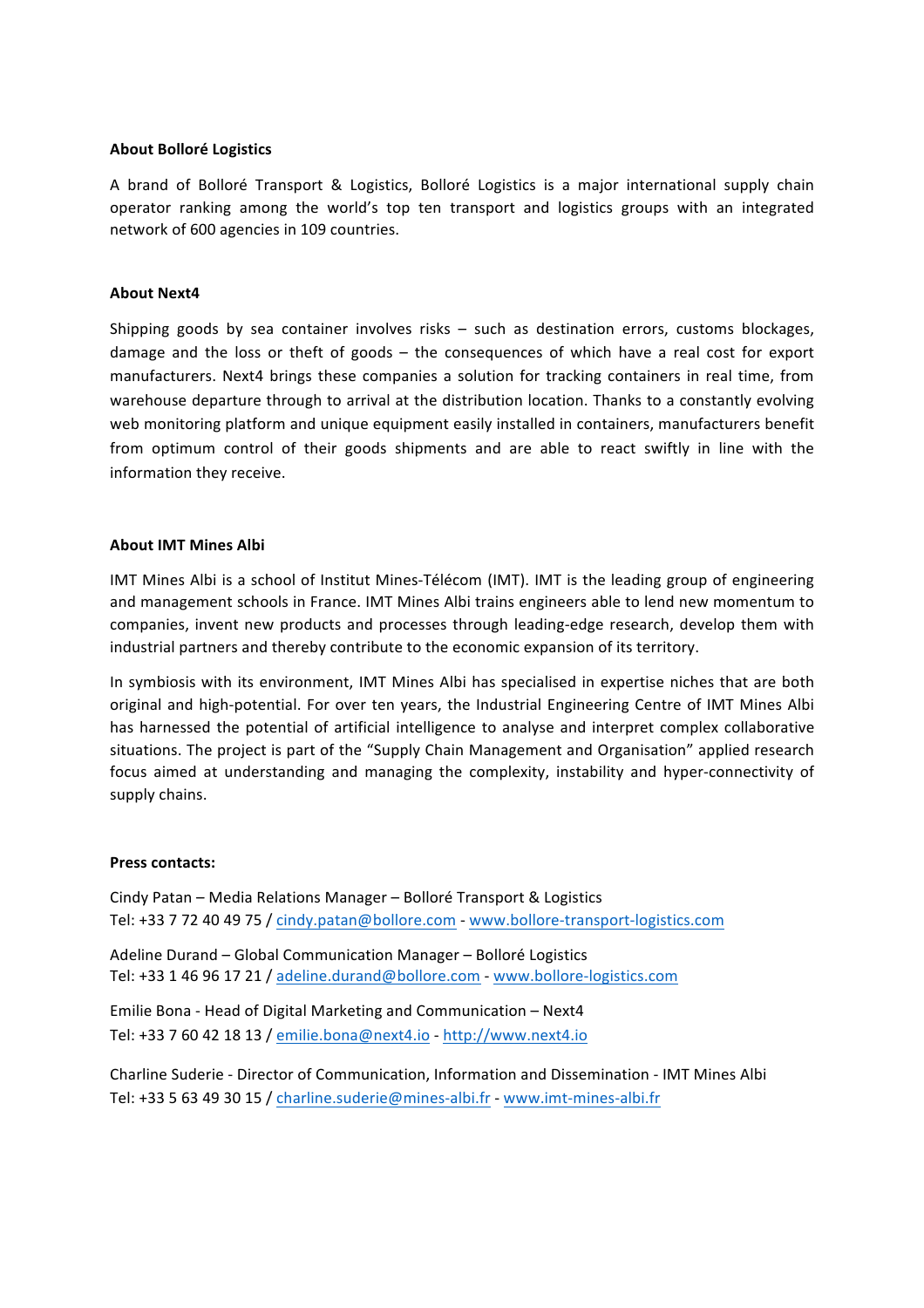**About Bolloré Logistics**

A brand of Bolloré Transport & Logistics, Bolloré Logistics is a major international supply chain operator ranking among the world's top ten transport and logistics groups with an integrated network of 600 agencies in 109 countries.

**About Next4**

Shipping goods by sea container involves risks – such as destination errors, customs blockages, damage and the loss or theft of goods – the consequences of which have a real cost for export manufacturers. Next4 brings these companies a solution for tracking containers in real time, from warehouse departure through to arrival at the distribution location. Thanks to a constantly evolving web monitoring platform and unique equipment easily installed in containers, manufacturers benefit from optimum control of their goods shipments and are able to react swiftly in line with the information they receive.

**About IMT Mines Albi**

IMT Mines Albi is a school of Institut Mines-Télécom (IMT). IMT is the leading group of engineering and management schools in France. IMT Mines Albi trains engineers able to lend new momentum to companies, invent new products and processes through leading-edge research, develop them with industrial partners and thereby contribute to the economic expansion of its territory.

In symbiosis with its environment, IMT Mines Albi has specialised in expertise niches that are both original and high-potential. For over ten years, the Industrial Engineering Centre of IMT Mines Albi has harnessed the potential of artificial intelligence to analyse and interpret complex collaborative situations. The project is part of the "Supply Chain Management and Organisation" applied research focus aimed at understanding and managing the complexity, instability and hyper-connectivity of supply chains.

**Press contacts:**

Cindy Patan – Media Relations Manager – Bolloré Transport & Logistics
Tel: +33 7 72 40 49 75 / cindy.patan@bollore.com - www.bollore-transport-logistics.com

Adeline Durand – Global Communication Manager – Bolloré Logistics
Tel: +33 1 46 96 17 21 / adeline.durand@bollore.com - www.bollore-logistics.com

Emilie Bona - Head of Digital Marketing and Communication – Next4
Tel: +33 7 60 42 18 13 / emilie.bona@next4.io - http://www.next4.io

Charline Suderie - Director of Communication, Information and Dissemination - IMT Mines Albi
Tel: +33 5 63 49 30 15 / charline.suderie@mines-albi.fr - www.imt-mines-albi.fr